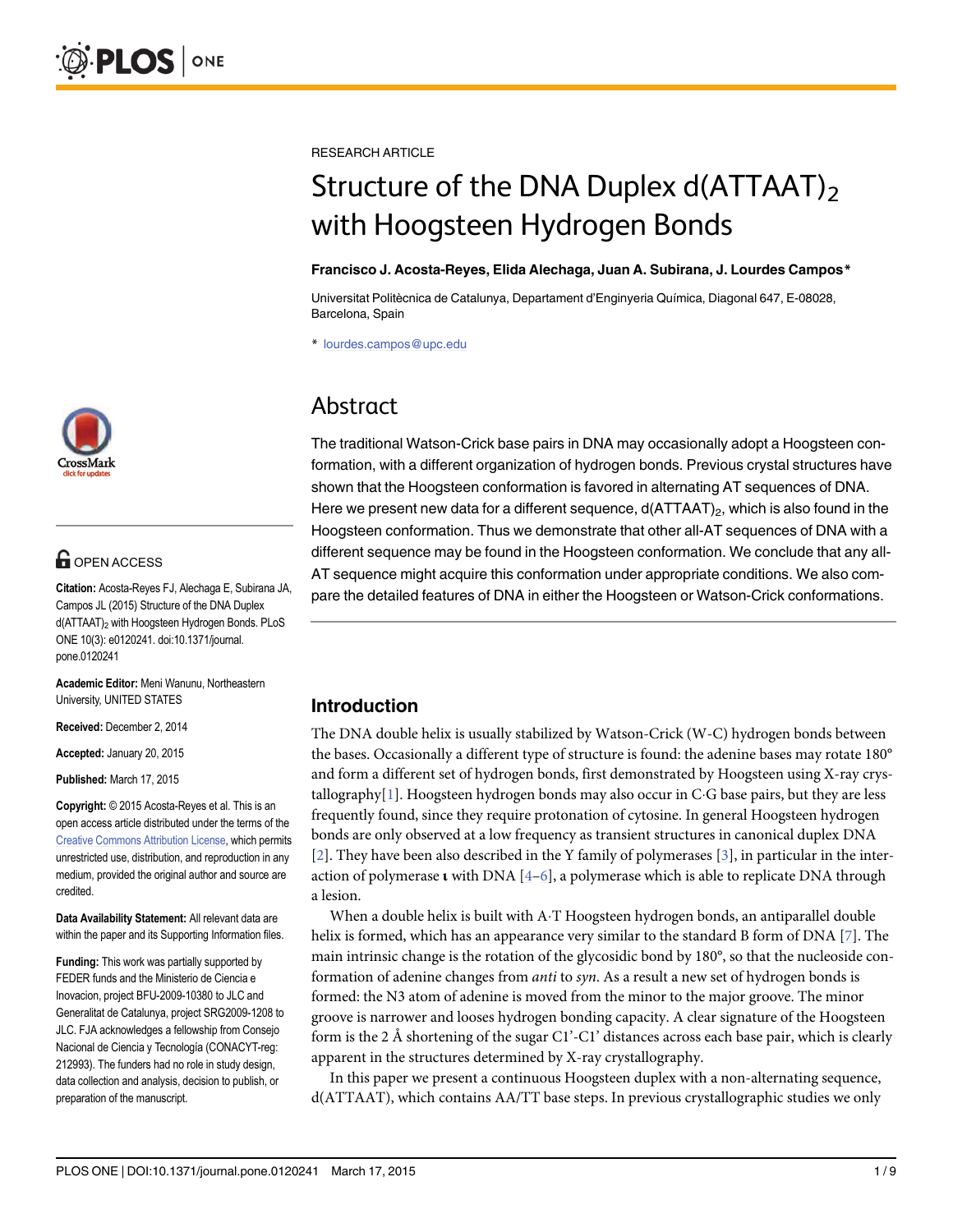RESEARCH ARTICLE

# Structure of the DNA Duplex d(ATTAAT)$_2$ with Hoogsteen Hydrogen Bonds

**Francisco J. Acosta-Reyes, Elida Alechaga, Juan A. Subirana, J. Lourdes Campos***

Universitat Politècnica de Catalunya, Departament d'Enginyeria Química, Diagonal 647, E-08028, Barcelona, Spain

* lourdes.campos@upc.edu

OPEN ACCESS

**Citation:** Acosta-Reyes FJ, Alechaga E, Subirana JA, Campos JL (2015) Structure of the DNA Duplex d(ATTAAT)$_2$ with Hoogsteen Hydrogen Bonds. PLoS ONE 10(3): e0120241. doi:10.1371/journal.pone.0120241

**Academic Editor:** Meni Wanunu, Northeastern University, UNITED STATES

**Received:** December 2, 2014

**Accepted:** January 20, 2015

**Published:** March 17, 2015

**Copyright:** © 2015 Acosta-Reyes et al. This is an open access article distributed under the terms of the Creative Commons Attribution License, which permits unrestricted use, distribution, and reproduction in any medium, provided the original author and source are credited.

**Data Availability Statement:** All relevant data are within the paper and its Supporting Information files.

**Funding:** This work was partially supported by FEDER funds and the Ministerio de Ciencia e Inovacion, project BFU-2009-10380 to JLC and Generalitat de Catalunya, project SRG2009-1208 to JLC. FJA acknowledges a fellowship from Consejo Nacional de Ciencia y Tecnología (CONACYT-reg: 212993). The funders had no role in study design, data collection and analysis, decision to publish, or preparation of the manuscript.

## Abstract

The traditional Watson-Crick base pairs in DNA may occasionally adopt a Hoogsteen conformation, with a different organization of hydrogen bonds. Previous crystal structures have shown that the Hoogsteen conformation is favored in alternating AT sequences of DNA. Here we present new data for a different sequence, d(ATTAAT)$_2$, which is also found in the Hoogsteen conformation. Thus we demonstrate that other all-AT sequences of DNA with a different sequence may be found in the Hoogsteen conformation. We conclude that any all-AT sequence might acquire this conformation under appropriate conditions. We also compare the detailed features of DNA in either the Hoogsteen or Watson-Crick conformations.

## Introduction

The DNA double helix is usually stabilized by Watson-Crick (W-C) hydrogen bonds between the bases. Occasionally a different type of structure is found: the adenine bases may rotate 180° and form a different set of hydrogen bonds, first demonstrated by Hoogsteen using X-ray crystallography[1]. Hoogsteen hydrogen bonds may also occur in C·G base pairs, but they are less frequently found, since they require protonation of cytosine. In general Hoogsteen hydrogen bonds are only observed at a low frequency as transient structures in canonical duplex DNA [2]. They have been also described in the Y family of polymerases [3], in particular in the interaction of polymerase ι with DNA [4–6], a polymerase which is able to replicate DNA through a lesion.

When a double helix is built with A·T Hoogsteen hydrogen bonds, an antiparallel double helix is formed, which has an appearance very similar to the standard B form of DNA [7]. The main intrinsic change is the rotation of the glycosidic bond by 180°, so that the nucleoside conformation of adenine changes from *anti* to *syn*. As a result a new set of hydrogen bonds is formed: the N3 atom of adenine is moved from the minor to the major groove. The minor groove is narrower and looses hydrogen bonding capacity. A clear signature of the Hoogsteen form is the 2 Å shortening of the sugar C1'-C1' distances across each base pair, which is clearly apparent in the structures determined by X-ray crystallography.

In this paper we present a continuous Hoogsteen duplex with a non-alternating sequence, d(ATTAAT), which contains AA/TT base steps. In previous crystallographic studies we only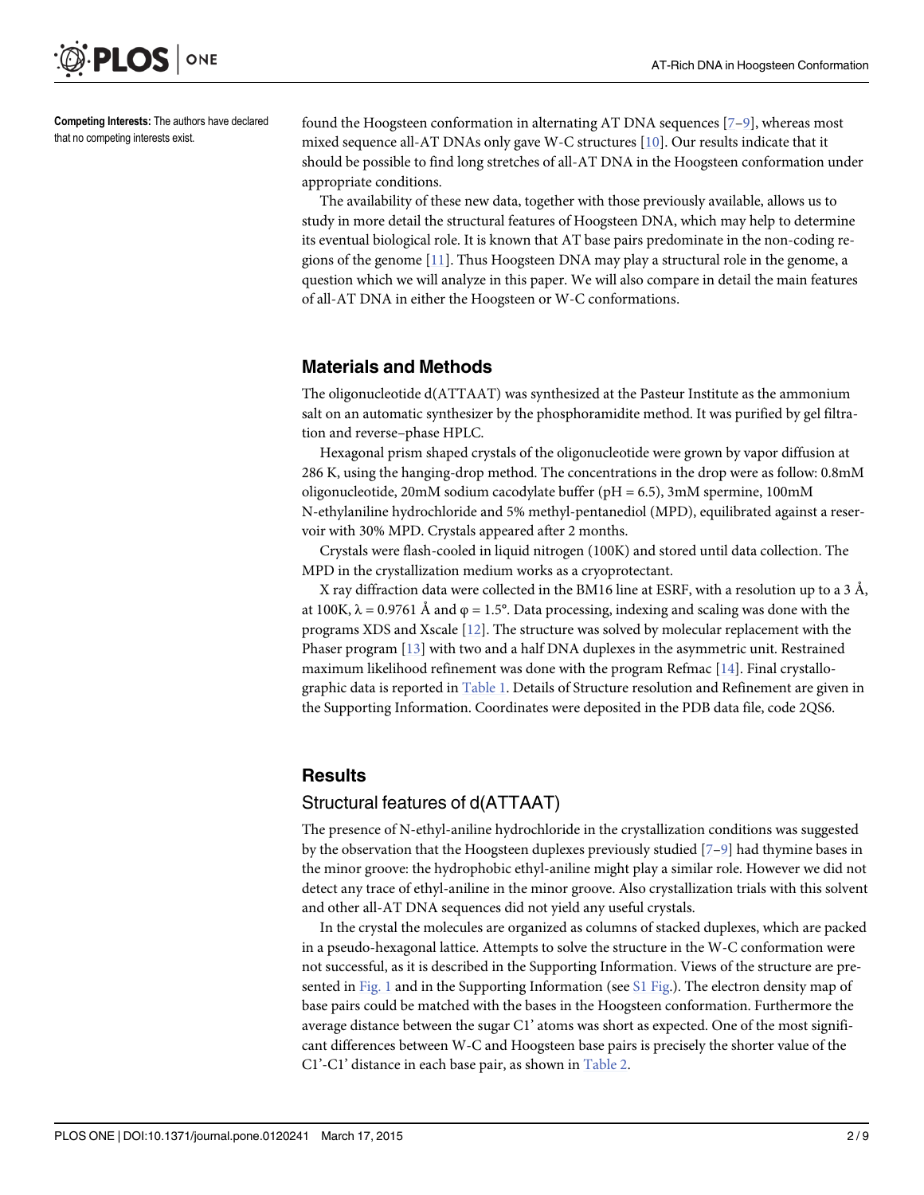Competing Interests: The authors have declared that no competing interests exist.

found the Hoogsteen conformation in alternating AT DNA sequences [7–9], whereas most mixed sequence all-AT DNAs only gave W-C structures [10]. Our results indicate that it should be possible to find long stretches of all-AT DNA in the Hoogsteen conformation under appropriate conditions.

The availability of these new data, together with those previously available, allows us to study in more detail the structural features of Hoogsteen DNA, which may help to determine its eventual biological role. It is known that AT base pairs predominate in the non-coding regions of the genome [11]. Thus Hoogsteen DNA may play a structural role in the genome, a question which we will analyze in this paper. We will also compare in detail the main features of all-AT DNA in either the Hoogsteen or W-C conformations.

## Materials and Methods

The oligonucleotide d(ATTAAT) was synthesized at the Pasteur Institute as the ammonium salt on an automatic synthesizer by the phosphoramidite method. It was purified by gel filtration and reverse–phase HPLC.

Hexagonal prism shaped crystals of the oligonucleotide were grown by vapor diffusion at 286 K, using the hanging-drop method. The concentrations in the drop were as follow: 0.8mM oligonucleotide, 20mM sodium cacodylate buffer (pH = 6.5), 3mM spermine, 100mM N-ethylaniline hydrochloride and 5% methyl-pentanediol (MPD), equilibrated against a reservoir with 30% MPD. Crystals appeared after 2 months.

Crystals were flash-cooled in liquid nitrogen (100K) and stored until data collection. The MPD in the crystallization medium works as a cryoprotectant.

X ray diffraction data were collected in the BM16 line at ESRF, with a resolution up to a 3 Å, at 100K, $\lambda = 0.9761$ Å and $\varphi = 1.5°$. Data processing, indexing and scaling was done with the programs XDS and Xscale [12]. The structure was solved by molecular replacement with the Phaser program [13] with two and a half DNA duplexes in the asymmetric unit. Restrained maximum likelihood refinement was done with the program Refmac [14]. Final crystallographic data is reported in Table 1. Details of Structure resolution and Refinement are given in the Supporting Information. Coordinates were deposited in the PDB data file, code 2QS6.

## Results

### Structural features of d(ATTAAT)

The presence of N-ethyl-aniline hydrochloride in the crystallization conditions was suggested by the observation that the Hoogsteen duplexes previously studied [7–9] had thymine bases in the minor groove: the hydrophobic ethyl-aniline might play a similar role. However we did not detect any trace of ethyl-aniline in the minor groove. Also crystallization trials with this solvent and other all-AT DNA sequences did not yield any useful crystals.

In the crystal the molecules are organized as columns of stacked duplexes, which are packed in a pseudo-hexagonal lattice. Attempts to solve the structure in the W-C conformation were not successful, as it is described in the Supporting Information. Views of the structure are presented in Fig. 1 and in the Supporting Information (see S1 Fig.). The electron density map of base pairs could be matched with the bases in the Hoogsteen conformation. Furthermore the average distance between the sugar C1' atoms was short as expected. One of the most significant differences between W-C and Hoogsteen base pairs is precisely the shorter value of the C1'-C1' distance in each base pair, as shown in Table 2.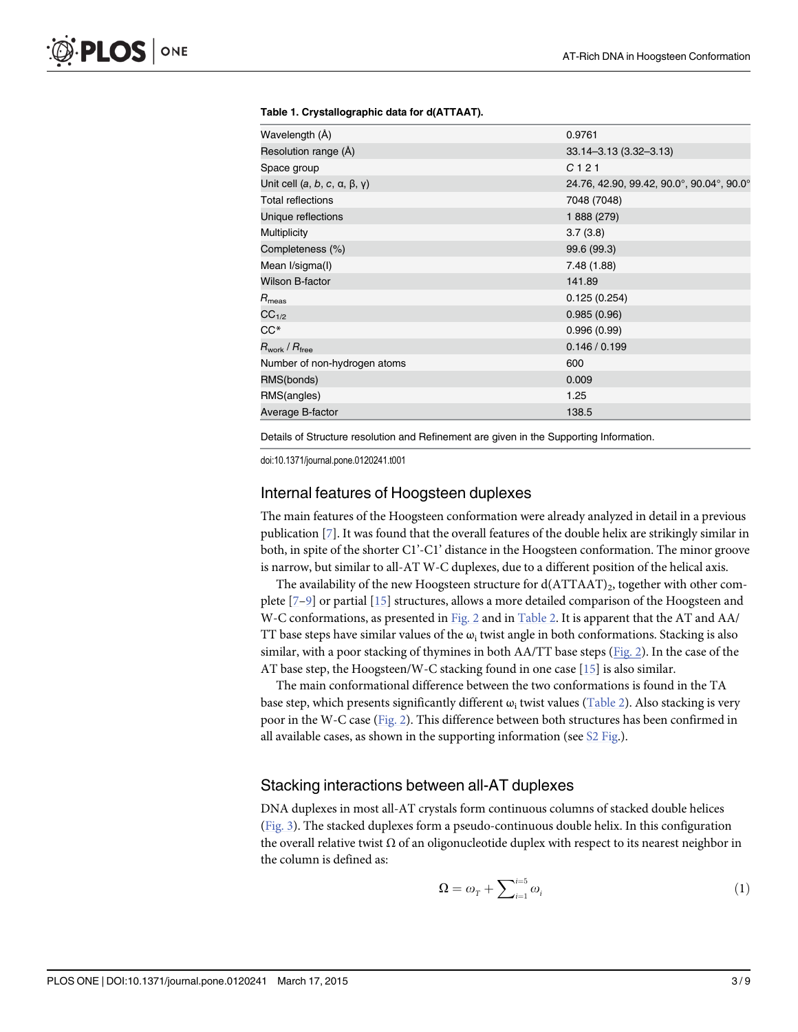**Table 1. Crystallographic data for d(ATTAAT).**

| | |
|---|---|
| Wavelength (Å) | 0.9761 |
| Resolution range (Å) | 33.14–3.13 (3.32–3.13) |
| Space group | *C* 1 2 1 |
| Unit cell (*a*, *b*, *c*, α, β, γ) | 24.76, 42.90, 99.42, 90.0°, 90.04°, 90.0° |
| Total reflections | 7048 (7048) |
| Unique reflections | 1 888 (279) |
| Multiplicity | 3.7 (3.8) |
| Completeness (%) | 99.6 (99.3) |
| Mean I/sigma(I) | 7.48 (1.88) |
| Wilson B-factor | 141.89 |
| $R_{meas}$ | 0.125 (0.254) |
| $CC_{1/2}$ | 0.985 (0.96) |
| CC* | 0.996 (0.99) |
| $R_{work}$ / $R_{free}$ | 0.146 / 0.199 |
| Number of non-hydrogen atoms | 600 |
| RMS(bonds) | 0.009 |
| RMS(angles) | 1.25 |
| Average B-factor | 138.5 |

Details of Structure resolution and Refinement are given in the Supporting Information.

doi:10.1371/journal.pone.0120241.t001

## Internal features of Hoogsteen duplexes

The main features of the Hoogsteen conformation were already analyzed in detail in a previous publication [7]. It was found that the overall features of the double helix are strikingly similar in both, in spite of the shorter C1'-C1' distance in the Hoogsteen conformation. The minor groove is narrow, but similar to all-AT W-C duplexes, due to a different position of the helical axis.

The availability of the new Hoogsteen structure for $d(ATTAAT)_2$, together with other complete [7–9] or partial [15] structures, allows a more detailed comparison of the Hoogsteen and W-C conformations, as presented in Fig. 2 and in Table 2. It is apparent that the AT and AA/TT base steps have similar values of the $\omega_i$ twist angle in both conformations. Stacking is also similar, with a poor stacking of thymines in both AA/TT base steps (Fig. 2). In the case of the AT base step, the Hoogsteen/W-C stacking found in one case [15] is also similar.

The main conformational difference between the two conformations is found in the TA base step, which presents significantly different $\omega_i$ twist values (Table 2). Also stacking is very poor in the W-C case (Fig. 2). This difference between both structures has been confirmed in all available cases, as shown in the supporting information (see S2 Fig.).

## Stacking interactions between all-AT duplexes

DNA duplexes in most all-AT crystals form continuous columns of stacked double helices (Fig. 3). The stacked duplexes form a pseudo-continuous double helix. In this configuration the overall relative twist Ω of an oligonucleotide duplex with respect to its nearest neighbor in the column is defined as:

$$\Omega = \omega_T + \sum_{i=1}^{i=5} \omega_i \tag{1}$$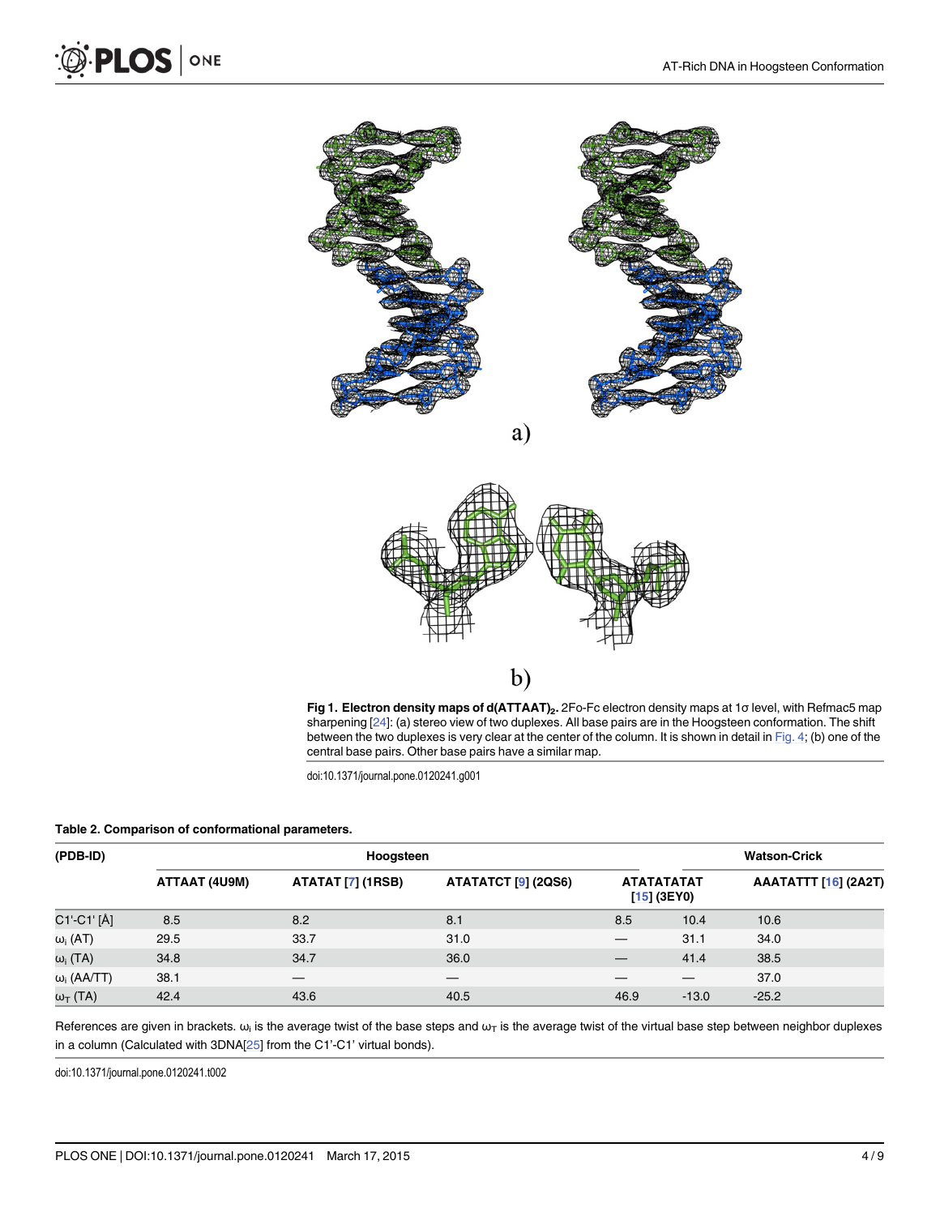a)

b)

**Fig 1. Electron density maps of d(ATTAAT)$_2$.** 2Fo-Fc electron density maps at 1σ level, with Refmac5 map sharpening [24]: (a) stereo view of two duplexes. All base pairs are in the Hoogsteen conformation. The shift between the two duplexes is very clear at the center of the column. It is shown in detail in Fig. 4; (b) one of the central base pairs. Other base pairs have a similar map.

doi:10.1371/journal.pone.0120241.g001

**Table 2. Comparison of conformational parameters.**

| (PDB-ID) | Hoogsteen | | | | Watson-Crick | |
|---|---|---|---|---|---|---|
| | ATTAAT (4U9M) | ATATAT [7] (1RSB) | ATATATCT [9] (2QS6) | ATATATATAT [15] (3EY0) | | AAATATTT [16] (2A2T) |
| C1'-C1' [Å] | 8.5 | 8.2 | 8.1 | 8.5 | 10.4 | 10.6 |
| $\omega_i$ (AT) | 29.5 | 33.7 | 31.0 | — | 31.1 | 34.0 |
| $\omega_i$ (TA) | 34.8 | 34.7 | 36.0 | — | 41.4 | 38.5 |
| $\omega_i$ (AA/TT) | 38.1 | — | — | — | — | 37.0 |
| $\omega_T$ (TA) | 42.4 | 43.6 | 40.5 | 46.9 | -13.0 | -25.2 |

References are given in brackets. $\omega_i$ is the average twist of the base steps and $\omega_T$ is the average twist of the virtual base step between neighbor duplexes in a column (Calculated with 3DNA[25] from the C1'-C1' virtual bonds).

doi:10.1371/journal.pone.0120241.t002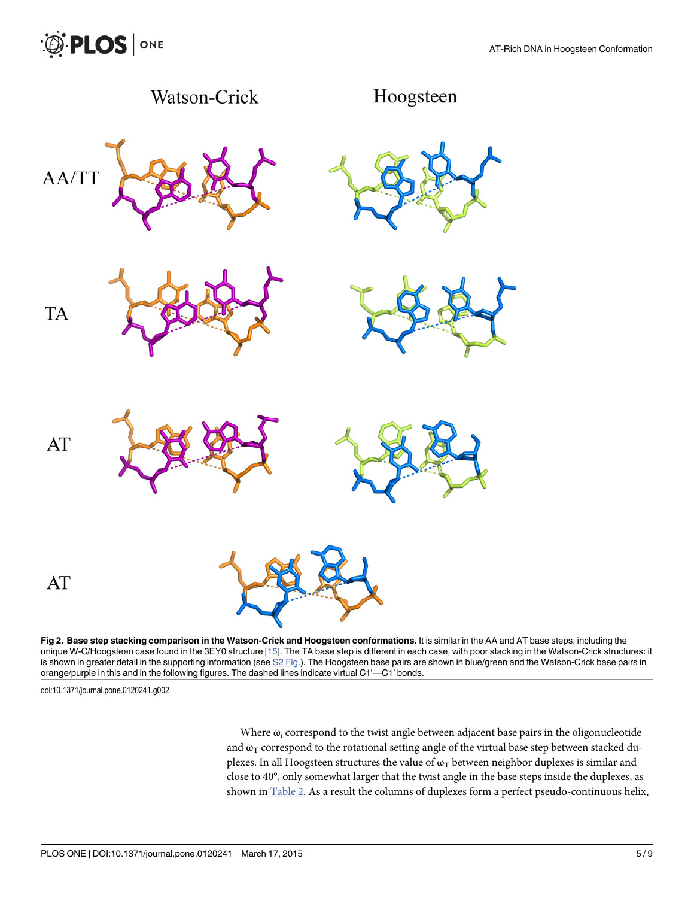**Fig 2. Base step stacking comparison in the Watson-Crick and Hoogsteen conformations.** It is similar in the AA and AT base steps, including the unique W-C/Hoogsteen case found in the 3EY0 structure [15]. The TA base step is different in each case, with poor stacking in the Watson-Crick structures: it is shown in greater detail in the supporting information (see S2 Fig.). The Hoogsteen base pairs are shown in blue/green and the Watson-Crick base pairs in orange/purple in this and in the following figures. The dashed lines indicate virtual C1'—C1' bonds.

doi:10.1371/journal.pone.0120241.g002

Where $\omega_i$ correspond to the twist angle between adjacent base pairs in the oligonucleotide and $\omega_T$ correspond to the rotational setting angle of the virtual base step between stacked duplexes. In all Hoogsteen structures the value of $\omega_T$ between neighbor duplexes is similar and close to 40°, only somewhat larger that the twist angle in the base steps inside the duplexes, as shown in Table 2. As a result the columns of duplexes form a perfect pseudo-continuous helix,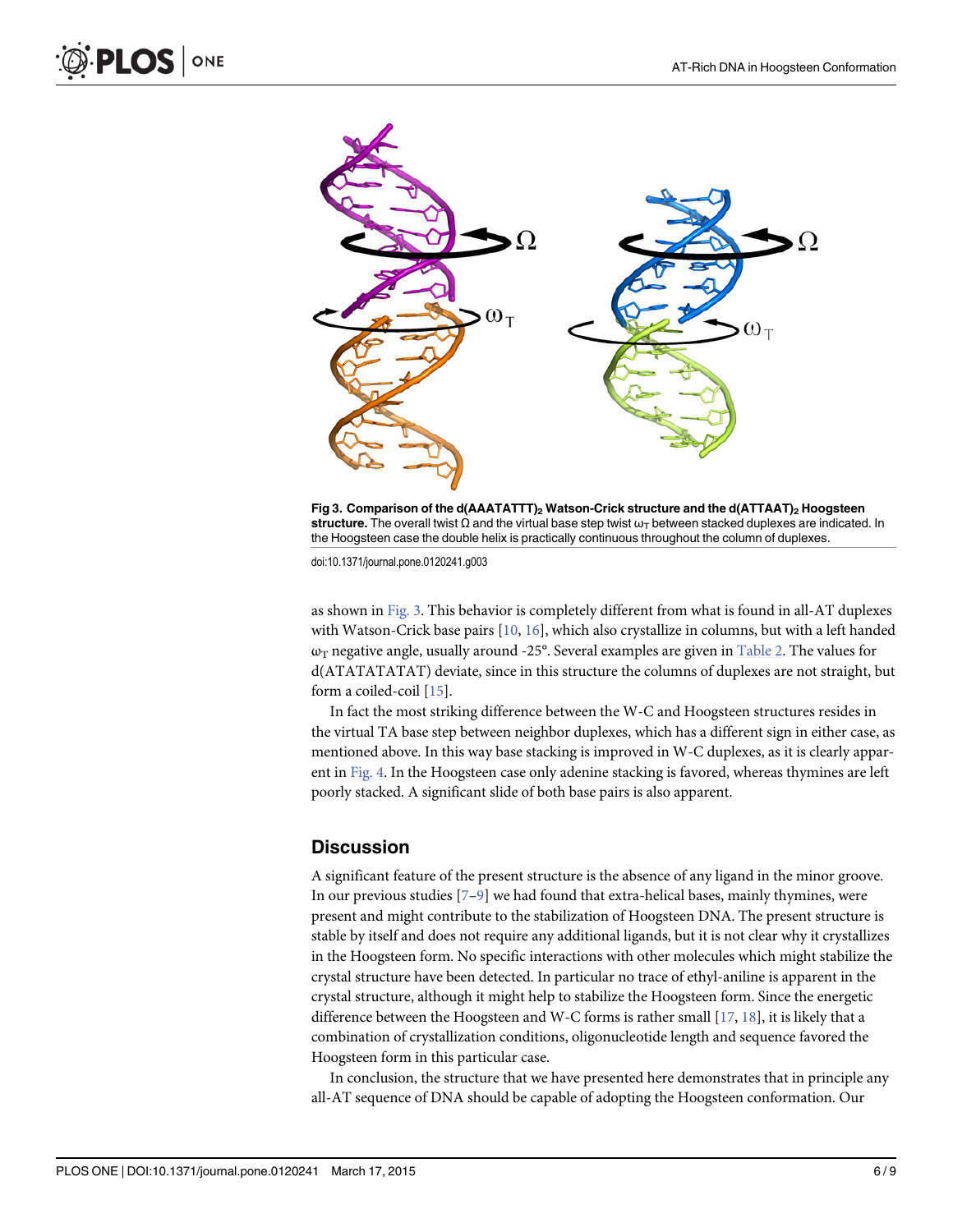Ω

$\omega_T$

Ω

$\omega_T$

**Fig 3. Comparison of the d(AAATATTT)$_2$ Watson-Crick structure and the d(ATTAAT)$_2$ Hoogsteen structure.** The overall twist Ω and the virtual base step twist $\omega_T$ between stacked duplexes are indicated. In the Hoogsteen case the double helix is practically continuous throughout the column of duplexes.

doi:10.1371/journal.pone.0120241.g003

as shown in Fig. 3. This behavior is completely different from what is found in all-AT duplexes with Watson-Crick base pairs [10, 16], which also crystallize in columns, but with a left handed $\omega_T$ negative angle, usually around -25°. Several examples are given in Table 2. The values for d(ATATATATAT) deviate, since in this structure the columns of duplexes are not straight, but form a coiled-coil [15].

In fact the most striking difference between the W-C and Hoogsteen structures resides in the virtual TA base step between neighbor duplexes, which has a different sign in either case, as mentioned above. In this way base stacking is improved in W-C duplexes, as it is clearly apparent in Fig. 4. In the Hoogsteen case only adenine stacking is favored, whereas thymines are left poorly stacked. A significant slide of both base pairs is also apparent.

## Discussion

A significant feature of the present structure is the absence of any ligand in the minor groove. In our previous studies [7–9] we had found that extra-helical bases, mainly thymines, were present and might contribute to the stabilization of Hoogsteen DNA. The present structure is stable by itself and does not require any additional ligands, but it is not clear why it crystallizes in the Hoogsteen form. No specific interactions with other molecules which might stabilize the crystal structure have been detected. In particular no trace of ethyl-aniline is apparent in the crystal structure, although it might help to stabilize the Hoogsteen form. Since the energetic difference between the Hoogsteen and W-C forms is rather small [17, 18], it is likely that a combination of crystallization conditions, oligonucleotide length and sequence favored the Hoogsteen form in this particular case.

In conclusion, the structure that we have presented here demonstrates that in principle any all-AT sequence of DNA should be capable of adopting the Hoogsteen conformation. Our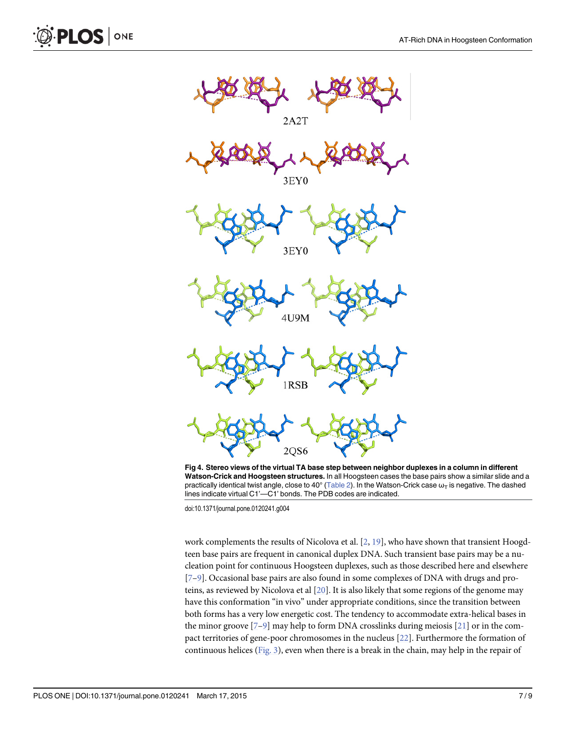2A2T

3EY0

3EY0

4U9M

1RSB

2QS6

**Fig 4. Stereo views of the virtual TA base step between neighbor duplexes in a column in different Watson-Crick and Hoogsteen structures.** In all Hoogsteen cases the base pairs show a similar slide and a practically identical twist angle, close to 40° (Table 2). In the Watson-Crick case $\omega_T$ is negative. The dashed lines indicate virtual C1'—C1' bonds. The PDB codes are indicated.

doi:10.1371/journal.pone.0120241.g004

work complements the results of Nicolova et al. [2, 19], who have shown that transient Hoogsteen base pairs are frequent in canonical duplex DNA. Such transient base pairs may be a nucleation point for continuous Hoogsteen duplexes, such as those described here and elsewhere [7–9]. Occasional base pairs are also found in some complexes of DNA with drugs and proteins, as reviewed by Nicolova et al [20]. It is also likely that some regions of the genome may have this conformation "in vivo" under appropriate conditions, since the transition between both forms has a very low energetic cost. The tendency to accommodate extra-helical bases in the minor groove [7–9] may help to form DNA crosslinks during meiosis [21] or in the compact territories of gene-poor chromosomes in the nucleus [22]. Furthermore the formation of continuous helices (Fig. 3), even when there is a break in the chain, may help in the repair of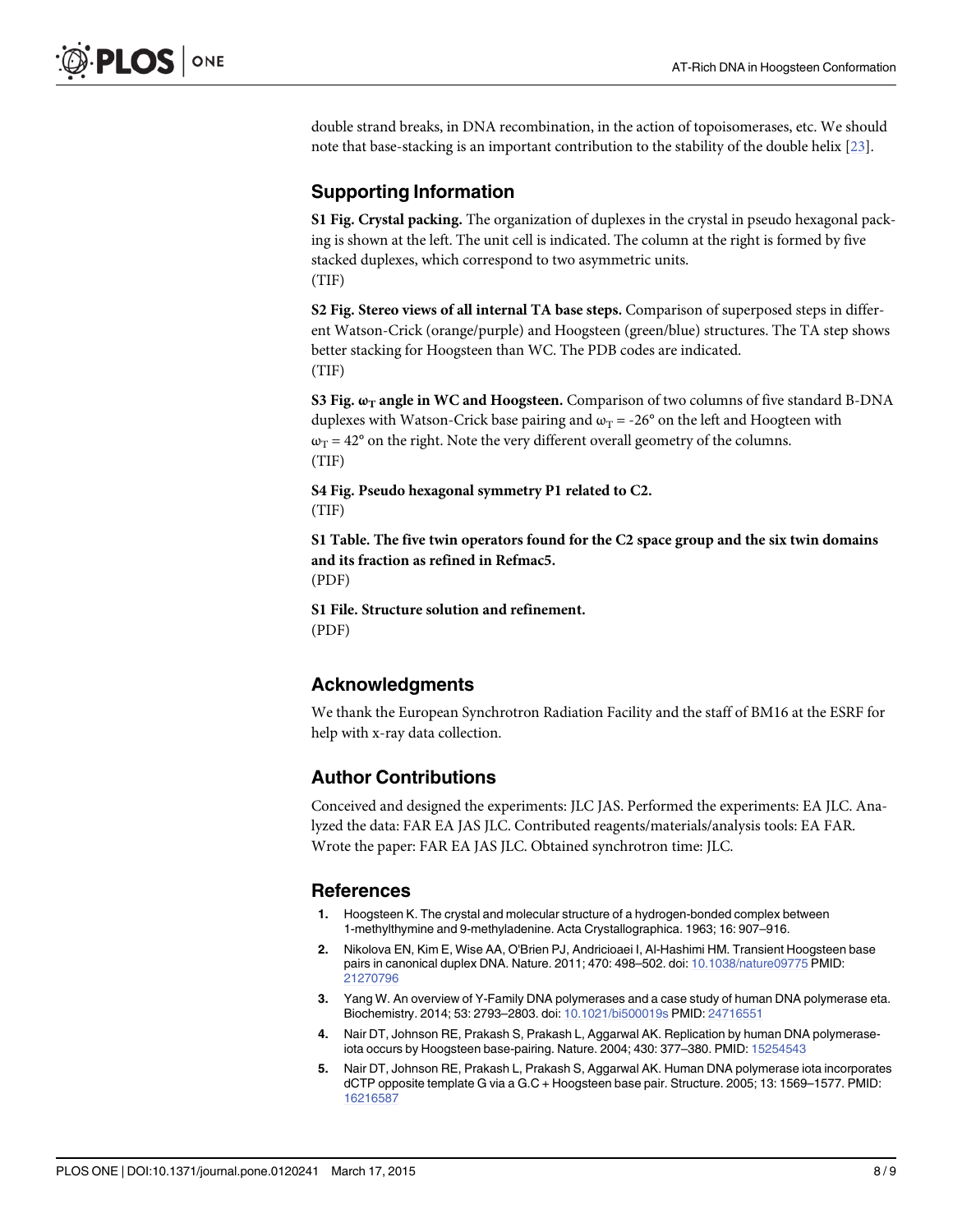double strand breaks, in DNA recombination, in the action of topoisomerases, etc. We should note that base-stacking is an important contribution to the stability of the double helix [23].

## Supporting Information

**S1 Fig. Crystal packing.** The organization of duplexes in the crystal in pseudo hexagonal packing is shown at the left. The unit cell is indicated. The column at the right is formed by five stacked duplexes, which correspond to two asymmetric units.
(TIF)

**S2 Fig. Stereo views of all internal TA base steps.** Comparison of superposed steps in different Watson-Crick (orange/purple) and Hoogsteen (green/blue) structures. The TA step shows better stacking for Hoogsteen than WC. The PDB codes are indicated.
(TIF)

**S3 Fig. $\omega_T$ angle in WC and Hoogsteen.** Comparison of two columns of five standard B-DNA duplexes with Watson-Crick base pairing and $\omega_T$ = -26° on the left and Hoogteen with $\omega_T$ = 42° on the right. Note the very different overall geometry of the columns.
(TIF)

**S4 Fig. Pseudo hexagonal symmetry P1 related to C2.**
(TIF)

**S1 Table. The five twin operators found for the C2 space group and the six twin domains and its fraction as refined in Refmac5.**
(PDF)

**S1 File. Structure solution and refinement.**
(PDF)

## Acknowledgments

We thank the European Synchrotron Radiation Facility and the staff of BM16 at the ESRF for help with x-ray data collection.

## Author Contributions

Conceived and designed the experiments: JLC JAS. Performed the experiments: EA JLC. Analyzed the data: FAR EA JAS JLC. Contributed reagents/materials/analysis tools: EA FAR. Wrote the paper: FAR EA JAS JLC. Obtained synchrotron time: JLC.

## References

1. Hoogsteen K. The crystal and molecular structure of a hydrogen-bonded complex between 1-methylthymine and 9-methyladenine. Acta Crystallographica. 1963; 16: 907–916.
2. Nikolova EN, Kim E, Wise AA, O'Brien PJ, Andricioaei I, Al-Hashimi HM. Transient Hoogsteen base pairs in canonical duplex DNA. Nature. 2011; 470: 498–502. doi: 10.1038/nature09775 PMID: 21270796
3. Yang W. An overview of Y-Family DNA polymerases and a case study of human DNA polymerase eta. Biochemistry. 2014; 53: 2793–2803. doi: 10.1021/bi500019s PMID: 24716551
4. Nair DT, Johnson RE, Prakash S, Prakash L, Aggarwal AK. Replication by human DNA polymerase-iota occurs by Hoogsteen base-pairing. Nature. 2004; 430: 377–380. PMID: 15254543
5. Nair DT, Johnson RE, Prakash L, Prakash S, Aggarwal AK. Human DNA polymerase iota incorporates dCTP opposite template G via a G.C + Hoogsteen base pair. Structure. 2005; 13: 1569–1577. PMID: 16216587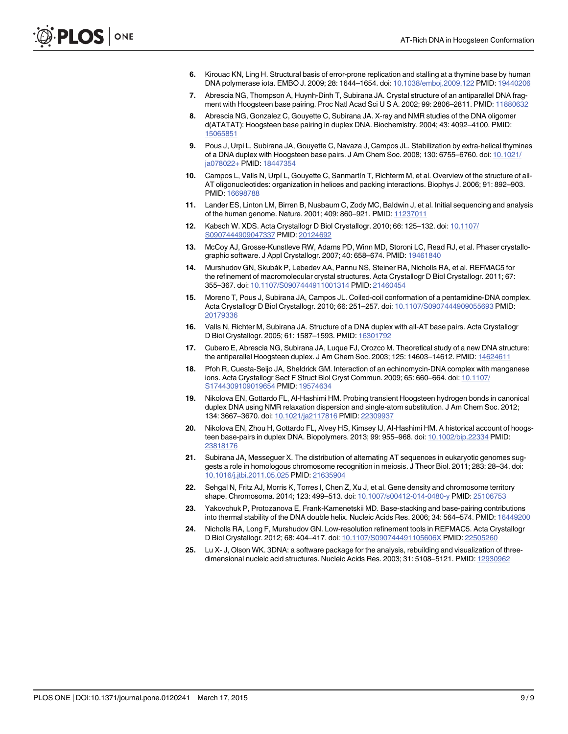6. Kirouac KN, Ling H. Structural basis of error-prone replication and stalling at a thymine base by human DNA polymerase iota. EMBO J. 2009; 28: 1644–1654. doi: 10.1038/emboj.2009.122 PMID: 19440206
7. Abrescia NG, Thompson A, Huynh-Dinh T, Subirana JA. Crystal structure of an antiparallel DNA fragment with Hoogsteen base pairing. Proc Natl Acad Sci U S A. 2002; 99: 2806–2811. PMID: 11880632
8. Abrescia NG, Gonzalez C, Gouyette C, Subirana JA. X-ray and NMR studies of the DNA oligomer d(ATATAT): Hoogsteen base pairing in duplex DNA. Biochemistry. 2004; 43: 4092–4100. PMID: 15065851
9. Pous J, Urpi L, Subirana JA, Gouyette C, Navaza J, Campos JL. Stabilization by extra-helical thymines of a DNA duplex with Hoogsteen base pairs. J Am Chem Soc. 2008; 130: 6755–6760. doi: 10.1021/ja078022+ PMID: 18447354
10. Campos L, Valls N, Urpí L, Gouyette C, Sanmartín T, Richterm M, et al. Overview of the structure of all-AT oligonucleotides: organization in helices and packing interactions. Biophys J. 2006; 91: 892–903. PMID: 16698788
11. Lander ES, Linton LM, Birren B, Nusbaum C, Zody MC, Baldwin J, et al. Initial sequencing and analysis of the human genome. Nature. 2001; 409: 860–921. PMID: 11237011
12. Kabsch W. XDS. Acta Crystallogr D Biol Crystallogr. 2010; 66: 125–132. doi: 10.1107/S0907444909047337 PMID: 20124692
13. McCoy AJ, Grosse-Kunstleve RW, Adams PD, Winn MD, Storoni LC, Read RJ, et al. Phaser crystallographic software. J Appl Crystallogr. 2007; 40: 658–674. PMID: 19461840
14. Murshudov GN, Skubák P, Lebedev AA, Pannu NS, Steiner RA, Nicholls RA, et al. REFMAC5 for the refinement of macromolecular crystal structures. Acta Crystallogr D Biol Crystallogr. 2011; 67: 355–367. doi: 10.1107/S0907444911001314 PMID: 21460454
15. Moreno T, Pous J, Subirana JA, Campos JL. Coiled-coil conformation of a pentamidine-DNA complex. Acta Crystallogr D Biol Crystallogr. 2010; 66: 251–257. doi: 10.1107/S0907444909055693 PMID: 20179336
16. Valls N, Richter M, Subirana JA. Structure of a DNA duplex with all-AT base pairs. Acta Crystallogr D Biol Crystallogr. 2005; 61: 1587–1593. PMID: 16301792
17. Cubero E, Abrescia NG, Subirana JA, Luque FJ, Orozco M. Theoretical study of a new DNA structure: the antiparallel Hoogsteen duplex. J Am Chem Soc. 2003; 125: 14603–14612. PMID: 14624611
18. Pfoh R, Cuesta-Seijo JA, Sheldrick GM. Interaction of an echinomycin-DNA complex with manganese ions. Acta Crystallogr Sect F Struct Biol Cryst Commun. 2009; 65: 660–664. doi: 10.1107/S1744309109019654 PMID: 19574634
19. Nikolova EN, Gottardo FL, Al-Hashimi HM. Probing transient Hoogsteen hydrogen bonds in canonical duplex DNA using NMR relaxation dispersion and single-atom substitution. J Am Chem Soc. 2012; 134: 3667–3670. doi: 10.1021/ja2117816 PMID: 22309937
20. Nikolova EN, Zhou H, Gottardo FL, Alvey HS, Kimsey IJ, Al-Hashimi HM. A historical account of hoogsteen base-pairs in duplex DNA. Biopolymers. 2013; 99: 955–968. doi: 10.1002/bip.22334 PMID: 23818176
21. Subirana JA, Messeguer X. The distribution of alternating AT sequences in eukaryotic genomes suggests a role in homologous chromosome recognition in meiosis. J Theor Biol. 2011; 283: 28–34. doi: 10.1016/j.jtbi.2011.05.025 PMID: 21635904
22. Sehgal N, Fritz AJ, Morris K, Torres I, Chen Z, Xu J, et al. Gene density and chromosome territory shape. Chromosoma. 2014; 123: 499–513. doi: 10.1007/s00412-014-0480-y PMID: 25106753
23. Yakovchuk P, Protozanova E, Frank-Kamenetskii MD. Base-stacking and base-pairing contributions into thermal stability of the DNA double helix. Nucleic Acids Res. 2006; 34: 564–574. PMID: 16449200
24. Nicholls RA, Long F, Murshudov GN. Low-resolution refinement tools in REFMAC5. Acta Crystallogr D Biol Crystallogr. 2012; 68: 404–417. doi: 10.1107/S090744491105606X PMID: 22505260
25. Lu X- J, Olson WK. 3DNA: a software package for the analysis, rebuilding and visualization of three-dimensional nucleic acid structures. Nucleic Acids Res. 2003; 31: 5108–5121. PMID: 12930962